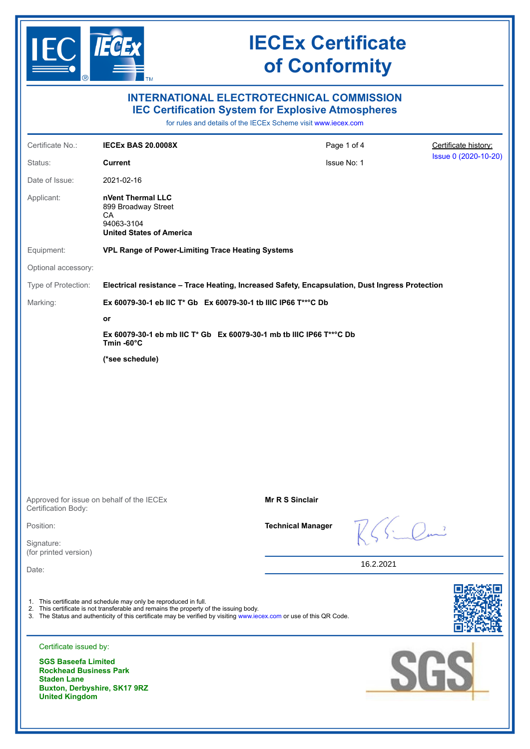# IECEx Certificate of Conformity

## INTERNATIONAL ELECTROTECHNICAL COMMISSION
## IEC Certification System for Explosive Atmospheres

for rules and details of the IECEx Scheme visit www.iecex.com

| | | | |
|---|---|---|---|
| Certificate No.: | **IECEx BAS 20.0008X** | Page 1 of 4 | Certificate history: |
| Status: | **Current** | Issue No: 1 | Issue 0 (2020-10-20) |
| Date of Issue: | 2021-02-16 | | |

Applicant: **nVent Thermal LLC**
899 Broadway Street
CA
94063-3104
**United States of America**

Equipment: **VPL Range of Power-Limiting Trace Heating Systems**

Optional accessory:

Type of Protection: **Electrical resistance – Trace Heating, Increased Safety, Encapsulation, Dust Ingress Protection**

Marking: **Ex 60079-30-1 eb IIC T* Gb  Ex 60079-30-1 tb IIIC IP66 T**°C Db**

**or**

**Ex 60079-30-1 eb mb IIC T* Gb  Ex 60079-30-1 mb tb IIIC IP66 T**°C Db**
**Tmin -60°C**

**(*see schedule)**

| | |
|---|---|
| Approved for issue on behalf of the IECEx Certification Body: | **Mr R S Sinclair** |
| Position: | **Technical Manager** |
| Signature: (for printed version) | |
| Date: | 16.2.2021 |

1. This certificate and schedule may only be reproduced in full.
2. This certificate is not transferable and remains the property of the issuing body.
3. The Status and authenticity of this certificate may be verified by visiting www.iecex.com or use of this QR Code.

Certificate issued by:

**SGS Baseefa Limited**
**Rockhead Business Park**
**Staden Lane**
**Buxton, Derbyshire, SK17 9RZ**
**United Kingdom**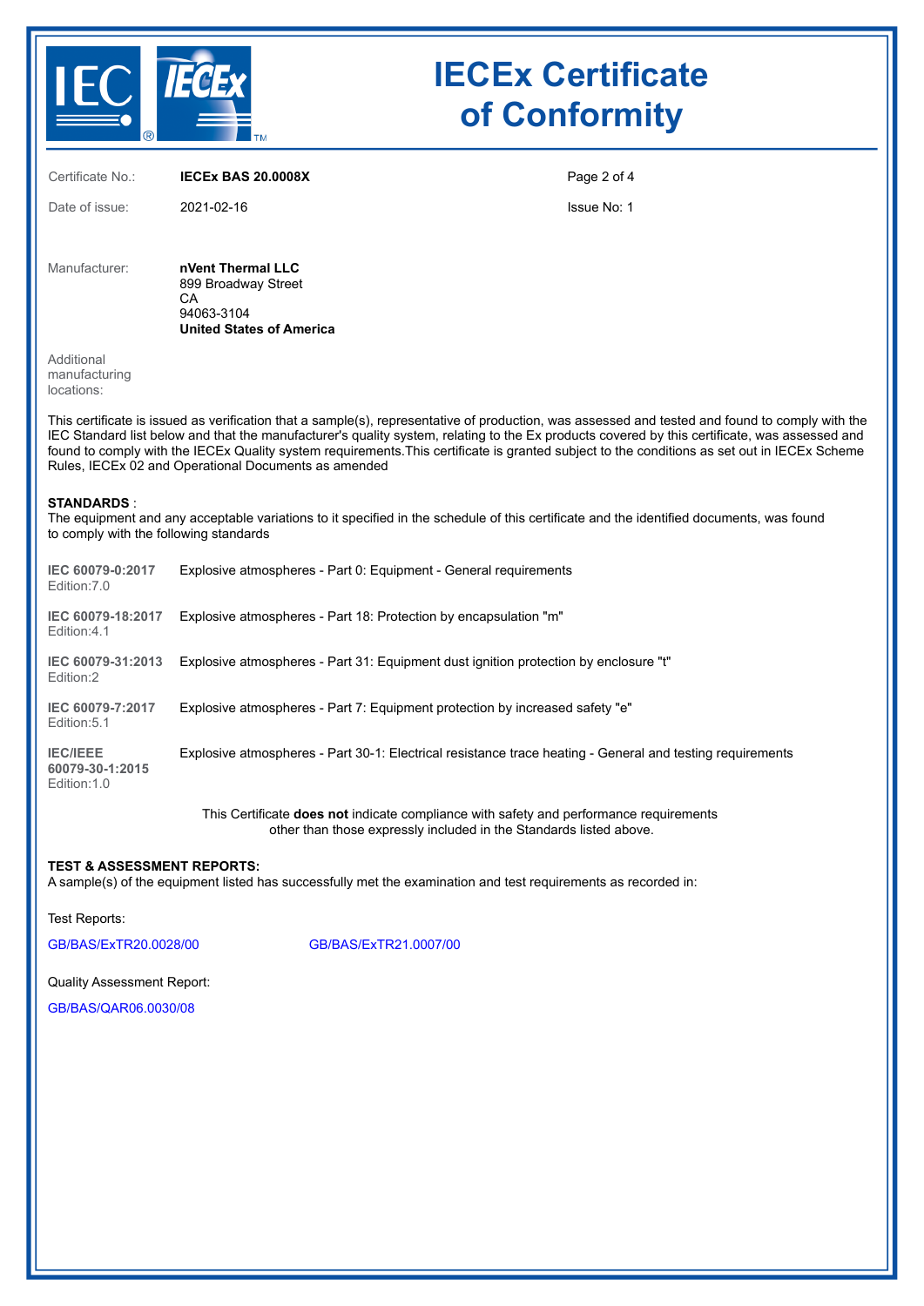# IECEx Certificate of Conformity

| | | | |
|---|---|---|---|
| Certificate No.: | **IECEx BAS 20.0008X** | Page 2 of 4 | |
| Date of issue: | 2021-02-16 | Issue No: 1 | |

Manufacturer: **nVent Thermal LLC**
899 Broadway Street
CA
94063-3104
**United States of America**

Additional manufacturing locations:

This certificate is issued as verification that a sample(s), representative of production, was assessed and tested and found to comply with the IEC Standard list below and that the manufacturer's quality system, relating to the Ex products covered by this certificate, was assessed and found to comply with the IECEx Quality system requirements.This certificate is granted subject to the conditions as set out in IECEx Scheme Rules, IECEx 02 and Operational Documents as amended

**STANDARDS** :
The equipment and any acceptable variations to it specified in the schedule of this certificate and the identified documents, was found to comply with the following standards

| | |
|---|---|
| **IEC 60079-0:2017** Edition:7.0 | Explosive atmospheres - Part 0: Equipment - General requirements |
| **IEC 60079-18:2017** Edition:4.1 | Explosive atmospheres - Part 18: Protection by encapsulation "m" |
| **IEC 60079-31:2013** Edition:2 | Explosive atmospheres - Part 31: Equipment dust ignition protection by enclosure "t" |
| **IEC 60079-7:2017** Edition:5.1 | Explosive atmospheres - Part 7: Equipment protection by increased safety "e" |
| **IEC/IEEE 60079-30-1:2015** Edition:1.0 | Explosive atmospheres - Part 30-1: Electrical resistance trace heating - General and testing requirements |

This Certificate **does not** indicate compliance with safety and performance requirements other than those expressly included in the Standards listed above.

**TEST & ASSESSMENT REPORTS:**
A sample(s) of the equipment listed has successfully met the examination and test requirements as recorded in:

Test Reports:

GB/BAS/ExTR20.0028/00 GB/BAS/ExTR21.0007/00

Quality Assessment Report:

GB/BAS/QAR06.0030/08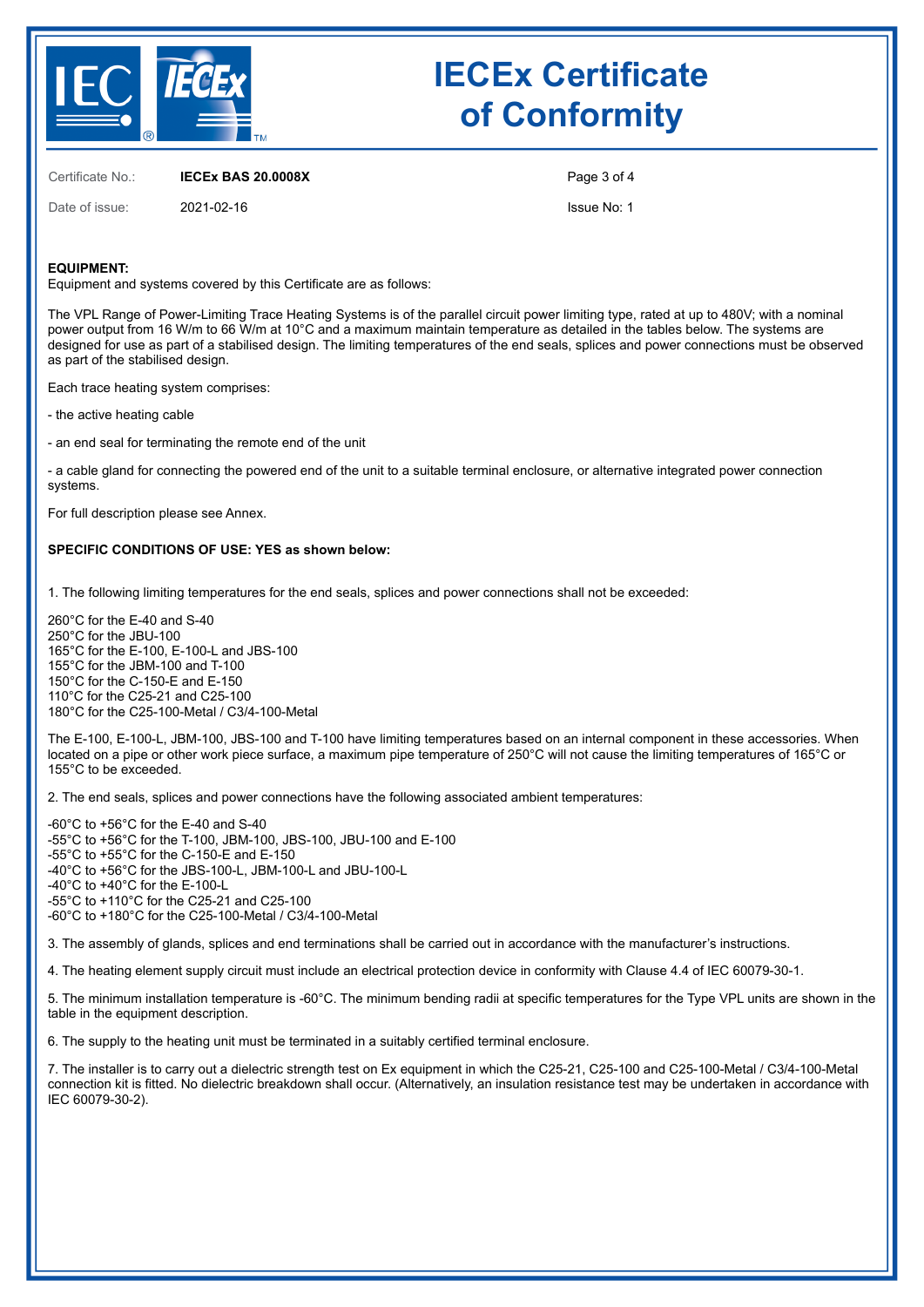Certificate No.: **IECEx BAS 20.0008X**

Date of issue: 2021-02-16

Issue No: 1

**EQUIPMENT:**
Equipment and systems covered by this Certificate are as follows:

The VPL Range of Power-Limiting Trace Heating Systems is of the parallel circuit power limiting type, rated at up to 480V; with a nominal power output from 16 W/m to 66 W/m at 10°C and a maximum maintain temperature as detailed in the tables below. The systems are designed for use as part of a stabilised design. The limiting temperatures of the end seals, splices and power connections must be observed as part of the stabilised design.

Each trace heating system comprises:

- the active heating cable

- an end seal for terminating the remote end of the unit

- a cable gland for connecting the powered end of the unit to a suitable terminal enclosure, or alternative integrated power connection systems.

For full description please see Annex.

**SPECIFIC CONDITIONS OF USE: YES as shown below:**

1. The following limiting temperatures for the end seals, splices and power connections shall not be exceeded:

260°C for the E-40 and S-40
250°C for the JBU-100
165°C for the E-100, E-100-L and JBS-100
155°C for the JBM-100 and T-100
150°C for the C-150-E and E-150
110°C for the C25-21 and C25-100
180°C for the C25-100-Metal / C3/4-100-Metal

The E-100, E-100-L, JBM-100, JBS-100 and T-100 have limiting temperatures based on an internal component in these accessories. When located on a pipe or other work piece surface, a maximum pipe temperature of 250°C will not cause the limiting temperatures of 165°C or 155°C to be exceeded.

2. The end seals, splices and power connections have the following associated ambient temperatures:

-60°C to +56°C for the E-40 and S-40
-55°C to +56°C for the T-100, JBM-100, JBS-100, JBU-100 and E-100
-55°C to +55°C for the C-150-E and E-150
-40°C to +56°C for the JBS-100-L, JBM-100-L and JBU-100-L
-40°C to +40°C for the E-100-L
-55°C to +110°C for the C25-21 and C25-100
-60°C to +180°C for the C25-100-Metal / C3/4-100-Metal

3. The assembly of glands, splices and end terminations shall be carried out in accordance with the manufacturer's instructions.

4. The heating element supply circuit must include an electrical protection device in conformity with Clause 4.4 of IEC 60079-30-1.

5. The minimum installation temperature is -60°C. The minimum bending radii at specific temperatures for the Type VPL units are shown in the table in the equipment description.

6. The supply to the heating unit must be terminated in a suitably certified terminal enclosure.

7. The installer is to carry out a dielectric strength test on Ex equipment in which the C25-21, C25-100 and C25-100-Metal / C3/4-100-Metal connection kit is fitted. No dielectric breakdown shall occur. (Alternatively, an insulation resistance test may be undertaken in accordance with IEC 60079-30-2).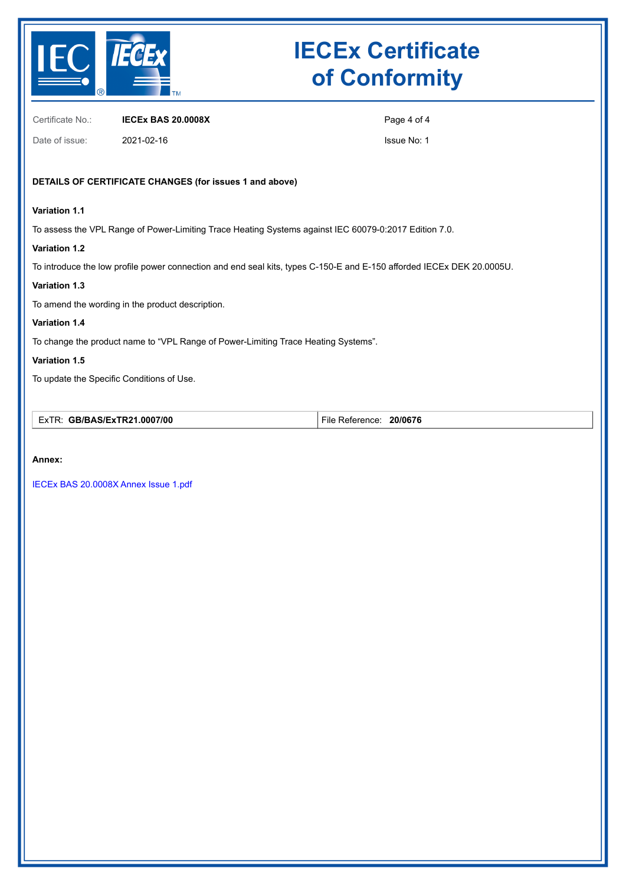# IECEx Certificate of Conformity

| | | | |
|---|---|---|---|
| Certificate No.: | **IECEx BAS 20.0008X** | | |
| Date of issue: | 2021-02-16 | | Issue No: 1 |

**DETAILS OF CERTIFICATE CHANGES (for issues 1 and above)**

**Variation 1.1**

To assess the VPL Range of Power-Limiting Trace Heating Systems against IEC 60079-0:2017 Edition 7.0.

**Variation 1.2**

To introduce the low profile power connection and end seal kits, types C-150-E and E-150 afforded IECEx DEK 20.0005U.

**Variation 1.3**

To amend the wording in the product description.

**Variation 1.4**

To change the product name to “VPL Range of Power-Limiting Trace Heating Systems”.

**Variation 1.5**

To update the Specific Conditions of Use.

| ExTR: **GB/BAS/ExTR21.0007/00** | File Reference: **20/0676** |
|---|---|

**Annex:**

IECEx BAS 20.0008X Annex Issue 1.pdf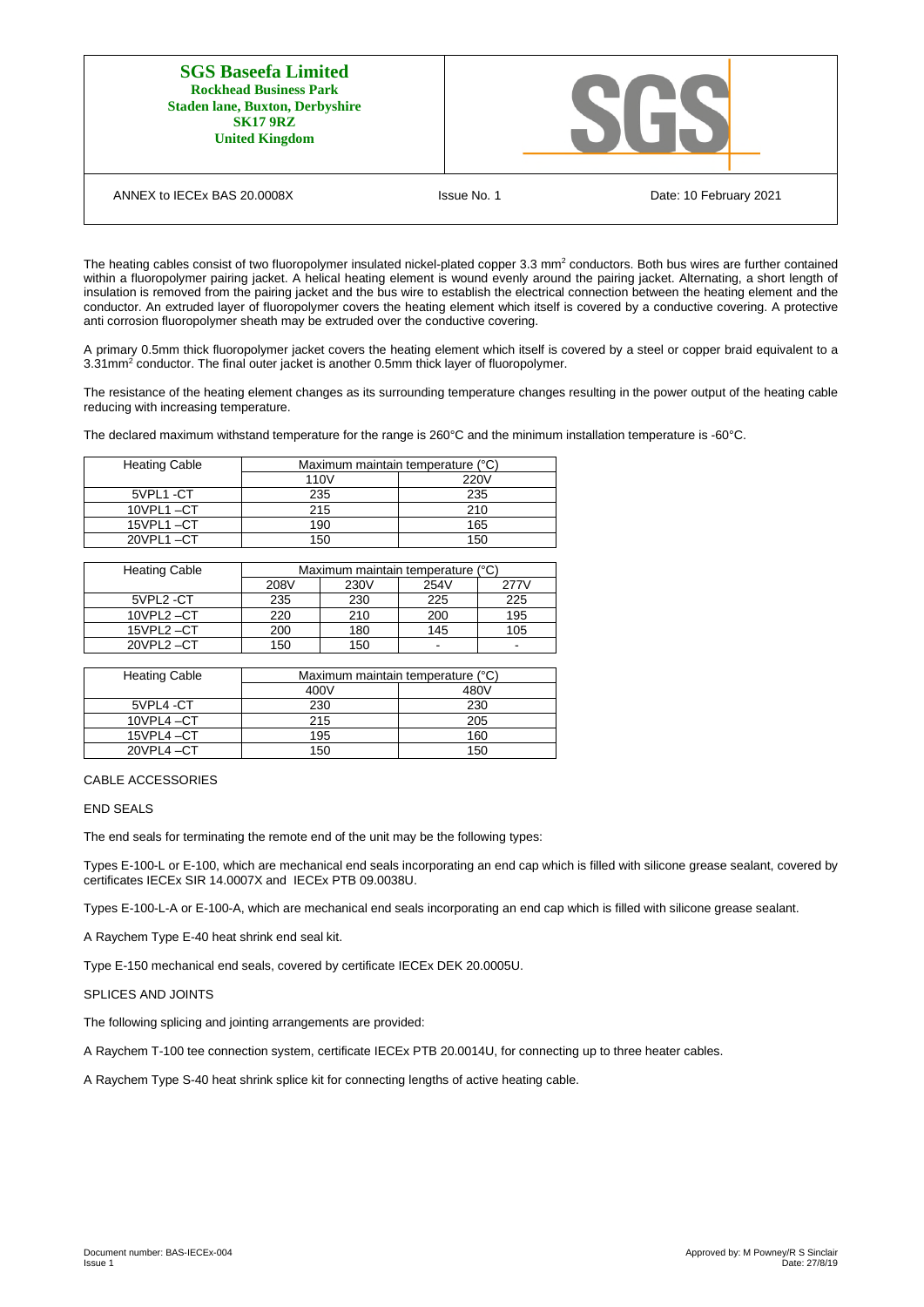The heating cables consist of two fluoropolymer insulated nickel-plated copper 3.3 mm$^2$ conductors. Both bus wires are further contained within a fluoropolymer pairing jacket. A helical heating element is wound evenly around the pairing jacket. Alternating, a short length of insulation is removed from the pairing jacket and the bus wire to establish the electrical connection between the heating element and the conductor. An extruded layer of fluoropolymer covers the heating element which itself is covered by a conductive covering. A protective anti corrosion fluoropolymer sheath may be extruded over the conductive covering.

A primary 0.5mm thick fluoropolymer jacket covers the heating element which itself is covered by a steel or copper braid equivalent to a 3.31mm$^2$ conductor. The final outer jacket is another 0.5mm thick layer of fluoropolymer.

The resistance of the heating element changes as its surrounding temperature changes resulting in the power output of the heating cable reducing with increasing temperature.

The declared maximum withstand temperature for the range is 260°C and the minimum installation temperature is -60°C.

| Heating Cable | Maximum maintain temperature (°C) | |
|---|---|---|
| | 110V | 220V |
| 5VPL1 -CT | 235 | 235 |
| 10VPL1 –CT | 215 | 210 |
| 15VPL1 –CT | 190 | 165 |
| 20VPL1 –CT | 150 | 150 |

| Heating Cable | Maximum maintain temperature (°C) | | | |
|---|---|---|---|---|
| | 208V | 230V | 254V | 277V |
| 5VPL2 -CT | 235 | 230 | 225 | 225 |
| 10VPL2 –CT | 220 | 210 | 200 | 195 |
| 15VPL2 –CT | 200 | 180 | 145 | 105 |
| 20VPL2 –CT | 150 | 150 | - | - |

| Heating Cable | Maximum maintain temperature (°C) | |
|---|---|---|
| | 400V | 480V |
| 5VPL4 -CT | 230 | 230 |
| 10VPL4 –CT | 215 | 205 |
| 15VPL4 –CT | 195 | 160 |
| 20VPL4 –CT | 150 | 150 |

CABLE ACCESSORIES

END SEALS

The end seals for terminating the remote end of the unit may be the following types:

Types E-100-L or E-100, which are mechanical end seals incorporating an end cap which is filled with silicone grease sealant, covered by certificates IECEx SIR 14.0007X and IECEx PTB 09.0038U.

Types E-100-L-A or E-100-A, which are mechanical end seals incorporating an end cap which is filled with silicone grease sealant.

A Raychem Type E-40 heat shrink end seal kit.

Type E-150 mechanical end seals, covered by certificate IECEx DEK 20.0005U.

SPLICES AND JOINTS

The following splicing and jointing arrangements are provided:

A Raychem T-100 tee connection system, certificate IECEx PTB 20.0014U, for connecting up to three heater cables.

A Raychem Type S-40 heat shrink splice kit for connecting lengths of active heating cable.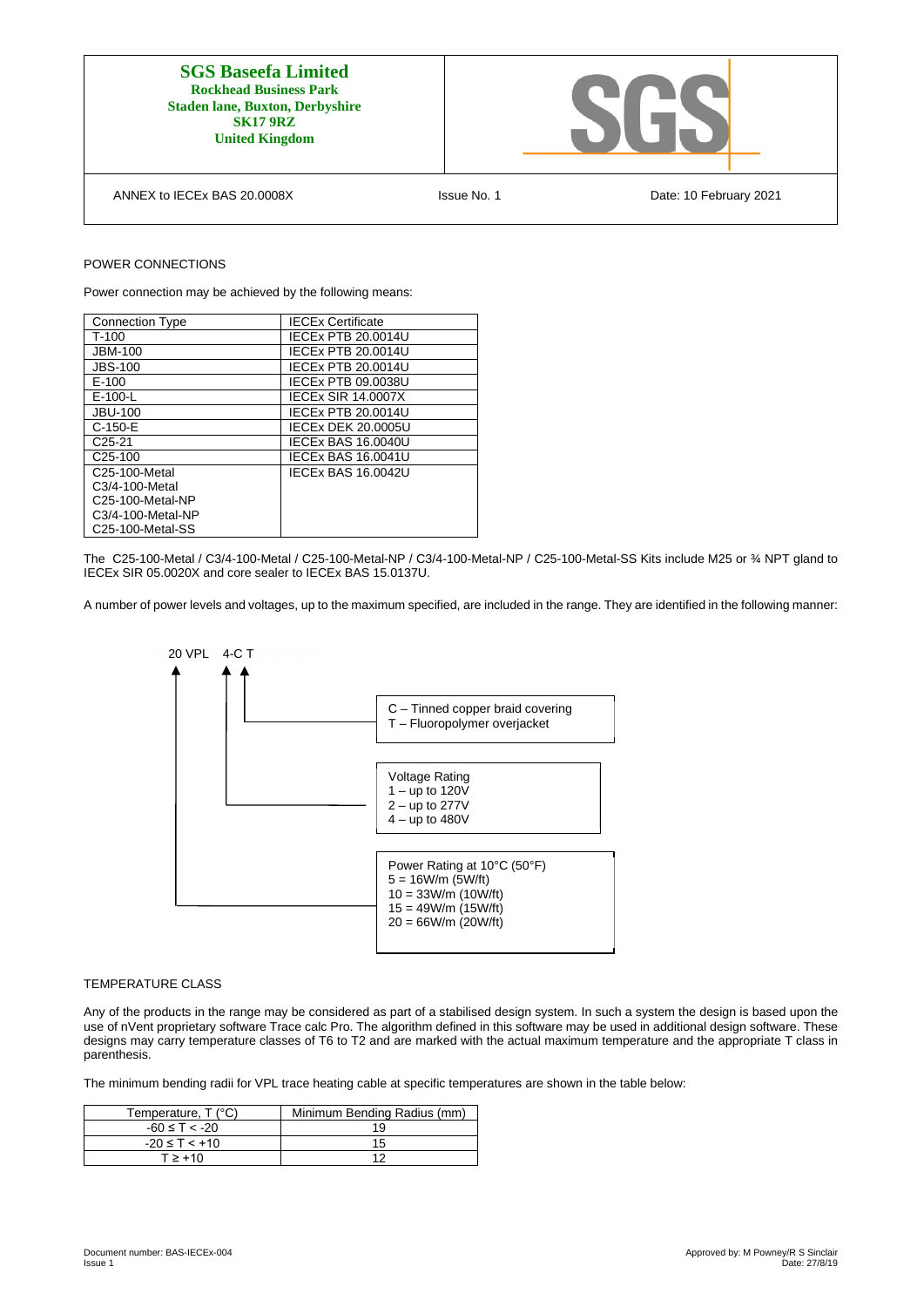POWER CONNECTIONS

Power connection may be achieved by the following means:

| Connection Type | IECEx Certificate |
|---|---|
| T-100 | IECEx PTB 20.0014U |
| JBM-100 | IECEx PTB 20.0014U |
| JBS-100 | IECEx PTB 20.0014U |
| E-100 | IECEx PTB 09.0038U |
| E-100-L | IECEx SIR 14.0007X |
| JBU-100 | IECEx PTB 20.0014U |
| C-150-E | IECEx DEK 20.0005U |
| C25-21 | IECEx BAS 16.0040U |
| C25-100 | IECEx BAS 16.0041U |
| C25-100-Metal<br>C3/4-100-Metal<br>C25-100-Metal-NP<br>C3/4-100-Metal-NP<br>C25-100-Metal-SS | IECEx BAS 16.0042U |

The C25-100-Metal / C3/4-100-Metal / C25-100-Metal-NP / C3/4-100-Metal-NP / C25-100-Metal-SS Kits include M25 or ¾ NPT gland to IECEx SIR 05.0020X and core sealer to IECEx BAS 15.0137U.

A number of power levels and voltages, up to the maximum specified, are included in the range. They are identified in the following manner:

20 VPL 4-C T

C – Tinned copper braid covering
T – Fluoropolymer overjacket

Voltage Rating
1 – up to 120V
2 – up to 277V
4 – up to 480V

Power Rating at 10°C (50°F)
5 = 16W/m (5W/ft)
10 = 33W/m (10W/ft)
15 = 49W/m (15W/ft)
20 = 66W/m (20W/ft)

TEMPERATURE CLASS

Any of the products in the range may be considered as part of a stabilised design system. In such a system the design is based upon the use of nVent proprietary software Trace calc Pro. The algorithm defined in this software may be used in additional design software. These designs may carry temperature classes of T6 to T2 and are marked with the actual maximum temperature and the appropriate T class in parenthesis.

The minimum bending radii for VPL trace heating cable at specific temperatures are shown in the table below:

| Temperature, T (°C) | Minimum Bending Radius (mm) |
|---|---|
| -60 ≤ T < -20 | 19 |
| -20 ≤ T < +10 | 15 |
| T ≥ +10 | 12 |